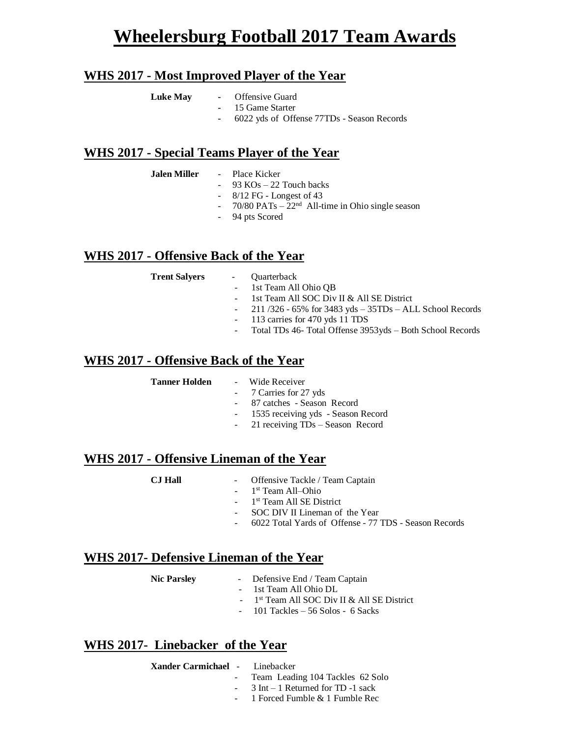# Wheelersburg Football 2017 Team Awards

## WHS 2017 - Most Improved Player of the Year

**Luke May**
- Offensive Guard
- 15 Game Starter
- 6022 yds of Offense 77TDs - Season Records

## WHS 2017 - Special Teams Player of the Year

**Jalen Miller**
- Place Kicker
- 93 KOs – 22 Touch backs
- 8/12 FG - Longest of 43
- 70/80 PATs – 22nd All-time in Ohio single season
- 94 pts Scored

## WHS 2017 - Offensive Back of the Year

**Trent Salyers**
- Quarterback
- 1st Team All Ohio QB
- 1st Team All SOC Div II & All SE District
- 211 /326 - 65% for 3483 yds – 35TDs – ALL School Records
- 113 carries for 470 yds 11 TDS
- Total TDs 46- Total Offense 3953yds – Both School Records

## WHS 2017 - Offensive Back of the Year

**Tanner Holden**
- Wide Receiver
- 7 Carries for 27 yds
- 87 catches - Season Record
- 1535 receiving yds - Season Record
- 21 receiving TDs – Season Record

## WHS 2017 - Offensive Lineman of the Year

**CJ Hall**
- Offensive Tackle / Team Captain
- 1st Team All–Ohio
- 1st Team All SE District
- SOC DIV II Lineman of the Year
- 6022 Total Yards of Offense - 77 TDS - Season Records

## WHS 2017- Defensive Lineman of the Year

**Nic Parsley**
- Defensive End / Team Captain
- 1st Team All Ohio DL
- 1st Team All SOC Div II & All SE District
- 101 Tackles – 56 Solos - 6 Sacks

## WHS 2017- Linebacker of the Year

**Xander Carmichael**
- Linebacker
- Team Leading 104 Tackles 62 Solo
- 3 Int – 1 Returned for TD -1 sack
- 1 Forced Fumble & 1 Fumble Rec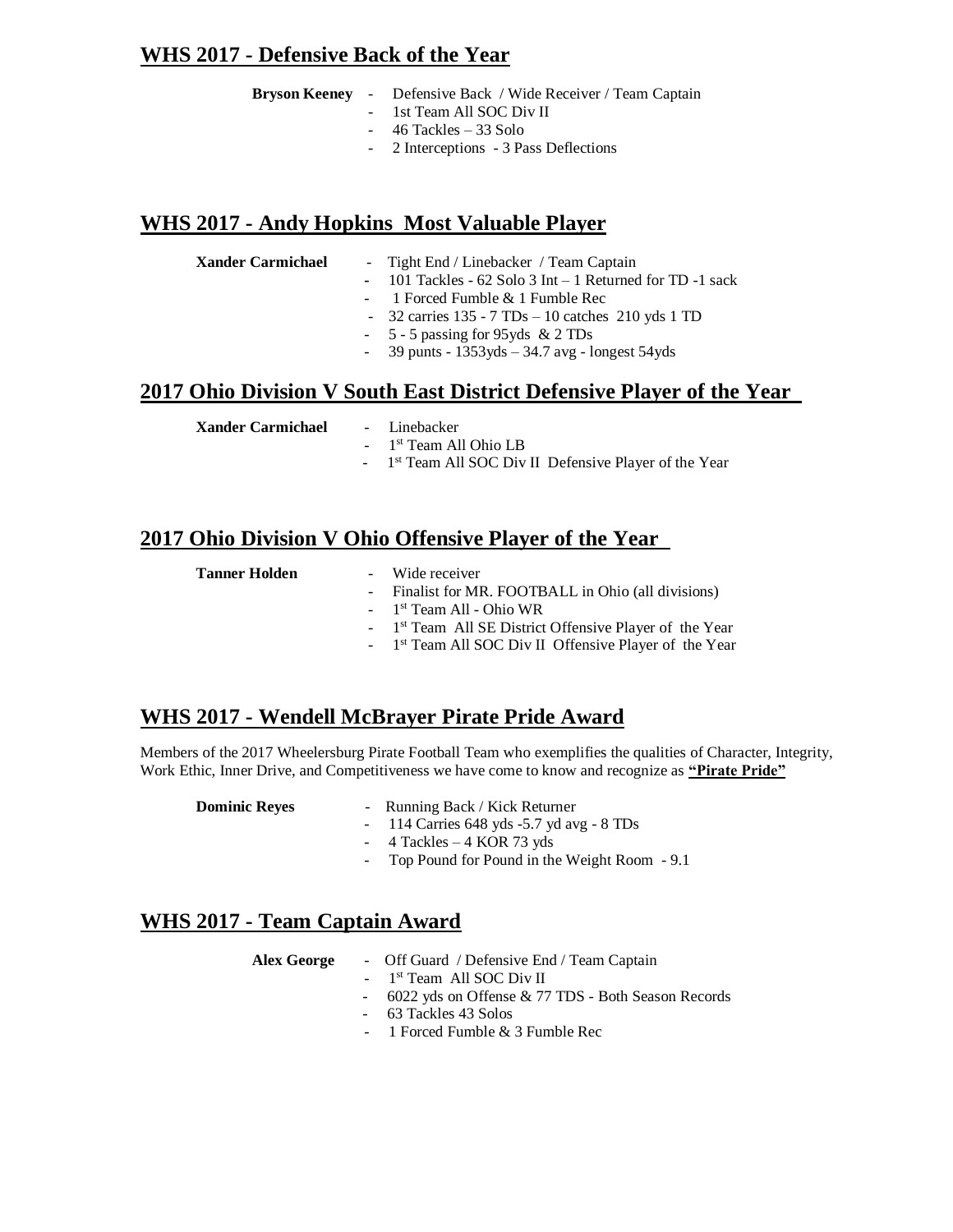## WHS 2017 - Defensive Back of the Year

**Bryson Keeney** - Defensive Back / Wide Receiver / Team Captain
- 1st Team All SOC Div II
- 46 Tackles – 33 Solo
- 2 Interceptions - 3 Pass Deflections

## WHS 2017 - Andy Hopkins Most Valuable Player

**Xander Carmichael** - Tight End / Linebacker / Team Captain
- 101 Tackles - 62 Solo 3 Int – 1 Returned for TD -1 sack
- 1 Forced Fumble & 1 Fumble Rec
- 32 carries 135 - 7 TDs – 10 catches 210 yds 1 TD
- 5 - 5 passing for 95yds & 2 TDs
- 39 punts - 1353yds – 34.7 avg - longest 54yds

## 2017 Ohio Division V South East District Defensive Player of the Year

**Xander Carmichael** - Linebacker
- 1st Team All Ohio LB
- 1st Team All SOC Div II Defensive Player of the Year

## 2017 Ohio Division V Ohio Offensive Player of the Year

**Tanner Holden** - Wide receiver
- Finalist for MR. FOOTBALL in Ohio (all divisions)
- 1st Team All - Ohio WR
- 1st Team All SE District Offensive Player of the Year
- 1st Team All SOC Div II Offensive Player of the Year

## WHS 2017 - Wendell McBrayer Pirate Pride Award

Members of the 2017 Wheelersburg Pirate Football Team who exemplifies the qualities of Character, Integrity, Work Ethic, Inner Drive, and Competitiveness we have come to know and recognize as **"Pirate Pride"**

**Dominic Reyes** - Running Back / Kick Returner
- 114 Carries 648 yds -5.7 yd avg - 8 TDs
- 4 Tackles – 4 KOR 73 yds
- Top Pound for Pound in the Weight Room - 9.1

## WHS 2017 - Team Captain Award

**Alex George** - Off Guard / Defensive End / Team Captain
- 1st Team All SOC Div II
- 6022 yds on Offense & 77 TDS - Both Season Records
- 63 Tackles 43 Solos
- 1 Forced Fumble & 3 Fumble Rec